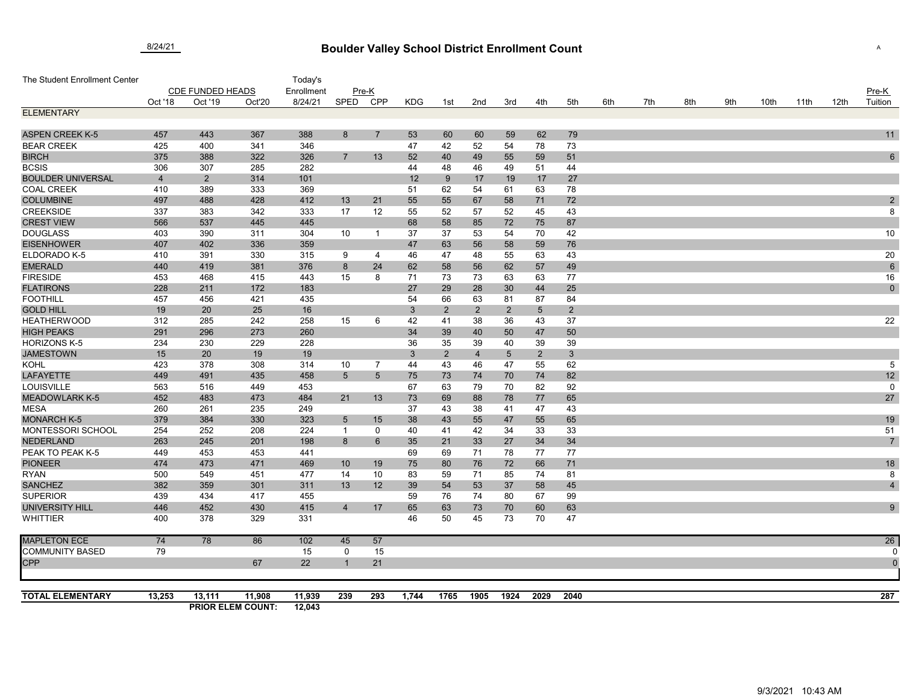8/24/21

# Boulder Valley School District Enrollment Count

A

| The Student Enrollment Center | CDE FUNDED HEADS | | | Today's Enrollment | Pre-K | | | | | | | | | | | | | | | | Pre-K |
|---|---|---|---|---|---|---|---|---|---|---|---|---|---|---|---|---|---|---|---|---|---|
| | Oct '18 | Oct '19 | Oct'20 | 8/24/21 | SPED | CPP | KDG | 1st | 2nd | 3rd | 4th | 5th | 6th | 7th | 8th | 9th | 10th | 11th | 12th | Tuition |
| **ELEMENTARY** | | | | | | | | | | | | | | | | | | | | |
| ASPEN CREEK K-5 | 457 | 443 | 367 | 388 | 8 | 7 | 53 | 60 | 60 | 59 | 62 | 79 | | | | | | | | 11 |
| BEAR CREEK | 425 | 400 | 341 | 346 | | | 47 | 42 | 52 | 54 | 78 | 73 | | | | | | | | |
| BIRCH | 375 | 388 | 322 | 326 | 7 | 13 | 52 | 40 | 49 | 55 | 59 | 51 | | | | | | | | 6 |
| BCSIS | 306 | 307 | 285 | 282 | | | 44 | 48 | 46 | 49 | 51 | 44 | | | | | | | | |
| BOULDER UNIVERSAL | 4 | 2 | 314 | 101 | | | 12 | 9 | 17 | 19 | 17 | 27 | | | | | | | | |
| COAL CREEK | 410 | 389 | 333 | 369 | | | 51 | 62 | 54 | 61 | 63 | 78 | | | | | | | | |
| COLUMBINE | 497 | 488 | 428 | 412 | 13 | 21 | 55 | 55 | 67 | 58 | 71 | 72 | | | | | | | | 2 |
| CREEKSIDE | 337 | 383 | 342 | 333 | 17 | 12 | 55 | 52 | 57 | 52 | 45 | 43 | | | | | | | | 8 |
| CREST VIEW | 566 | 537 | 445 | 445 | | | 68 | 58 | 85 | 72 | 75 | 87 | | | | | | | | |
| DOUGLASS | 403 | 390 | 311 | 304 | 10 | 1 | 37 | 37 | 53 | 54 | 70 | 42 | | | | | | | | 10 |
| EISENHOWER | 407 | 402 | 336 | 359 | | | 47 | 63 | 56 | 58 | 59 | 76 | | | | | | | | |
| ELDORADO K-5 | 410 | 391 | 330 | 315 | 9 | 4 | 46 | 47 | 48 | 55 | 63 | 43 | | | | | | | | 20 |
| EMERALD | 440 | 419 | 381 | 376 | 8 | 24 | 62 | 58 | 56 | 62 | 57 | 49 | | | | | | | | 6 |
| FIRESIDE | 453 | 468 | 415 | 443 | 15 | 8 | 71 | 73 | 73 | 63 | 63 | 77 | | | | | | | | 16 |
| FLATIRONS | 228 | 211 | 172 | 183 | | | 27 | 29 | 28 | 30 | 44 | 25 | | | | | | | | 0 |
| FOOTHILL | 457 | 456 | 421 | 435 | | | 54 | 66 | 63 | 81 | 87 | 84 | | | | | | | | |
| GOLD HILL | 19 | 20 | 25 | 16 | | | 3 | 2 | 2 | 2 | 5 | 2 | | | | | | | | |
| HEATHERWOOD | 312 | 285 | 242 | 258 | 15 | 6 | 42 | 41 | 38 | 36 | 43 | 37 | | | | | | | | 22 |
| HIGH PEAKS | 291 | 296 | 273 | 260 | | | 34 | 39 | 40 | 50 | 47 | 50 | | | | | | | | |
| HORIZONS K-5 | 234 | 230 | 229 | 228 | | | 36 | 35 | 39 | 40 | 39 | 39 | | | | | | | | |
| JAMESTOWN | 15 | 20 | 19 | 19 | | | 3 | 2 | 4 | 5 | 2 | 3 | | | | | | | | |
| KOHL | 423 | 378 | 308 | 314 | 10 | 7 | 44 | 43 | 46 | 47 | 55 | 62 | | | | | | | | 5 |
| LAFAYETTE | 449 | 491 | 435 | 458 | 5 | 5 | 75 | 73 | 74 | 70 | 74 | 82 | | | | | | | | 12 |
| LOUISVILLE | 563 | 516 | 449 | 453 | | | 67 | 63 | 79 | 70 | 82 | 92 | | | | | | | | 0 |
| MEADOWLARK K-5 | 452 | 483 | 473 | 484 | 21 | 13 | 73 | 69 | 88 | 78 | 77 | 65 | | | | | | | | 27 |
| MESA | 260 | 261 | 235 | 249 | | | 37 | 43 | 38 | 41 | 47 | 43 | | | | | | | | |
| MONARCH K-5 | 379 | 384 | 330 | 323 | 5 | 15 | 38 | 43 | 55 | 47 | 55 | 65 | | | | | | | | 19 |
| MONTESSORI SCHOOL | 254 | 252 | 208 | 224 | 1 | 0 | 40 | 41 | 42 | 34 | 33 | 33 | | | | | | | | 51 |
| NEDERLAND | 263 | 245 | 201 | 198 | 8 | 6 | 35 | 21 | 33 | 27 | 34 | 34 | | | | | | | | 7 |
| PEAK TO PEAK K-5 | 449 | 453 | 453 | 441 | | | 69 | 69 | 71 | 78 | 77 | 77 | | | | | | | | |
| PIONEER | 474 | 473 | 471 | 469 | 10 | 19 | 75 | 80 | 76 | 72 | 66 | 71 | | | | | | | | 18 |
| RYAN | 500 | 549 | 451 | 477 | 14 | 10 | 83 | 59 | 71 | 85 | 74 | 81 | | | | | | | | 8 |
| SANCHEZ | 382 | 359 | 301 | 311 | 13 | 12 | 39 | 54 | 53 | 37 | 58 | 45 | | | | | | | | 4 |
| SUPERIOR | 439 | 434 | 417 | 455 | | | 59 | 76 | 74 | 80 | 67 | 99 | | | | | | | | |
| UNIVERSITY HILL | 446 | 452 | 430 | 415 | 4 | 17 | 65 | 63 | 73 | 70 | 60 | 63 | | | | | | | | 9 |
| WHITTIER | 400 | 378 | 329 | 331 | | | 46 | 50 | 45 | 73 | 70 | 47 | | | | | | | | |
| MAPLETON ECE | 74 | 78 | 86 | 102 | 45 | 57 | | | | | | | | | | | | | | 26 |
| COMMUNITY BASED | 79 | | | 15 | 0 | 15 | | | | | | | | | | | | | | 0 |
| CPP | | | 67 | 22 | 1 | 21 | | | | | | | | | | | | | | 0 |
| **TOTAL ELEMENTARY** | **13,253** | **13,111** | **11,908** | **11,939** | **239** | **293** | **1,744** | **1765** | **1905** | **1924** | **2029** | **2040** | | | | | | | | **287** |
| | | **PRIOR ELEM COUNT:** | | **12,043** | | | | | | | | | | | | | | | | |

9/3/2021 10:43 AM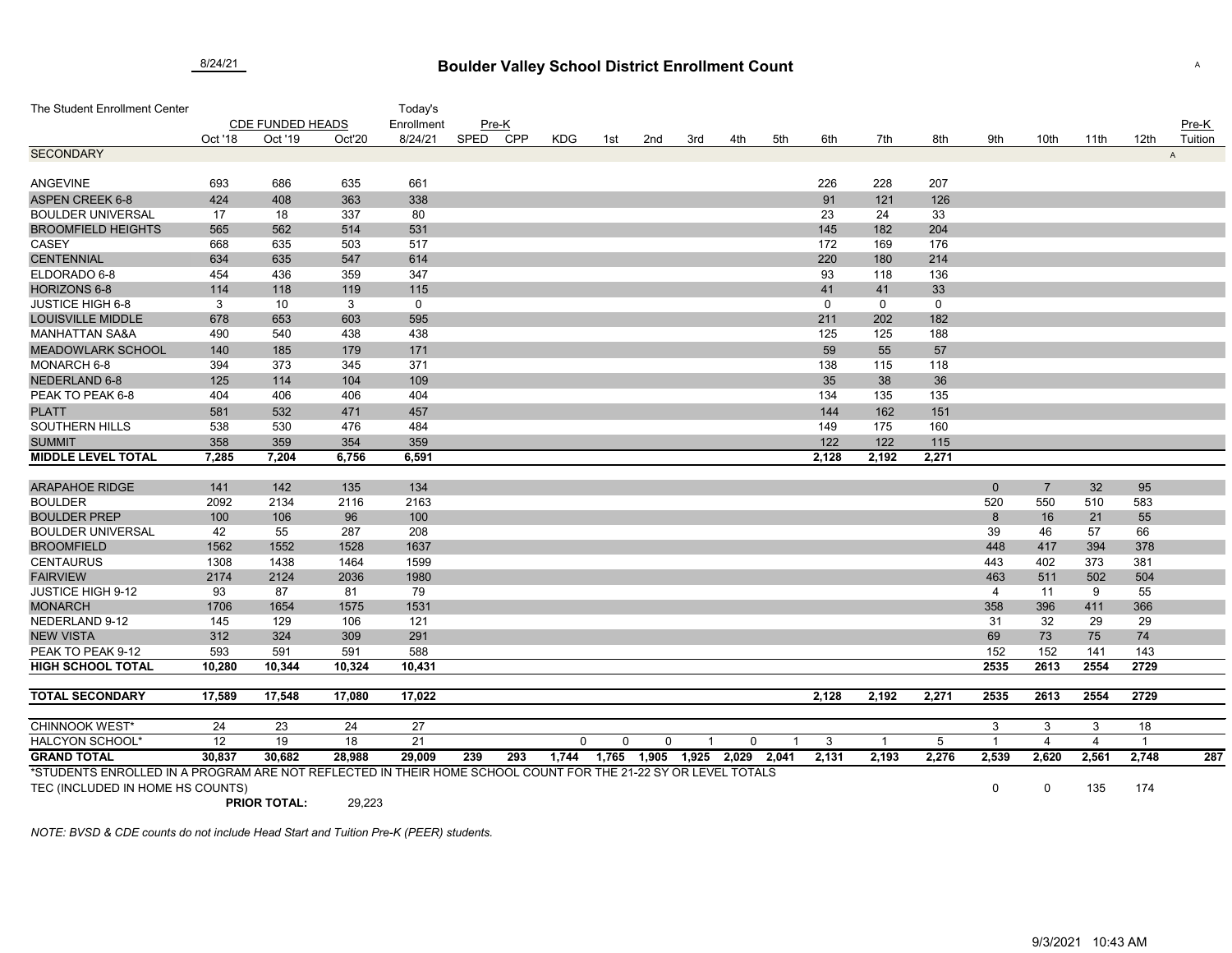8/24/21

# Boulder Valley School District Enrollment Count

| The Student Enrollment Center | CDE FUNDED HEADS | | | Today's Enrollment | Pre-K | | | | | | | | | | | | | | | Pre-K |
|---|---|---|---|---|---|---|---|---|---|---|---|---|---|---|---|---|---|---|---|---|
| | Oct '18 | Oct '19 | Oct'20 | 8/24/21 | SPED | CPP | KDG | 1st | 2nd | 3rd | 4th | 5th | 6th | 7th | 8th | 9th | 10th | 11th | 12th | Tuition |
| **SECONDARY** | | | | | | | | | | | | | | | | | | | | |
| ANGEVINE | 693 | 686 | 635 | 661 | | | | | | | | | 226 | 228 | 207 | | | | | |
| ASPEN CREEK 6-8 | 424 | 408 | 363 | 338 | | | | | | | | | 91 | 121 | 126 | | | | | |
| BOULDER UNIVERSAL | 17 | 18 | 337 | 80 | | | | | | | | | 23 | 24 | 33 | | | | | |
| BROOMFIELD HEIGHTS | 565 | 562 | 514 | 531 | | | | | | | | | 145 | 182 | 204 | | | | | |
| CASEY | 668 | 635 | 503 | 517 | | | | | | | | | 172 | 169 | 176 | | | | | |
| CENTENNIAL | 634 | 635 | 547 | 614 | | | | | | | | | 220 | 180 | 214 | | | | | |
| ELDORADO 6-8 | 454 | 436 | 359 | 347 | | | | | | | | | 93 | 118 | 136 | | | | | |
| HORIZONS 6-8 | 114 | 118 | 119 | 115 | | | | | | | | | 41 | 41 | 33 | | | | | |
| JUSTICE HIGH 6-8 | 3 | 10 | 3 | 0 | | | | | | | | | 0 | 0 | 0 | | | | | |
| LOUISVILLE MIDDLE | 678 | 653 | 603 | 595 | | | | | | | | | 211 | 202 | 182 | | | | | |
| MANHATTAN SA&A | 490 | 540 | 438 | 438 | | | | | | | | | 125 | 125 | 188 | | | | | |
| MEADOWLARK SCHOOL | 140 | 185 | 179 | 171 | | | | | | | | | 59 | 55 | 57 | | | | | |
| MONARCH 6-8 | 394 | 373 | 345 | 371 | | | | | | | | | 138 | 115 | 118 | | | | | |
| NEDERLAND 6-8 | 125 | 114 | 104 | 109 | | | | | | | | | 35 | 38 | 36 | | | | | |
| PEAK TO PEAK 6-8 | 404 | 406 | 406 | 404 | | | | | | | | | 134 | 135 | 135 | | | | | |
| PLATT | 581 | 532 | 471 | 457 | | | | | | | | | 144 | 162 | 151 | | | | | |
| SOUTHERN HILLS | 538 | 530 | 476 | 484 | | | | | | | | | 149 | 175 | 160 | | | | | |
| SUMMIT | 358 | 359 | 354 | 359 | | | | | | | | | 122 | 122 | 115 | | | | | |
| **MIDDLE LEVEL TOTAL** | **7,285** | **7,204** | **6,756** | **6,591** | | | | | | | | | **2,128** | **2,192** | **2,271** | | | | | |
| ARAPAHOE RIDGE | 141 | 142 | 135 | 134 | | | | | | | | | | | | 0 | 7 | 32 | 95 | |
| BOULDER | 2092 | 2134 | 2116 | 2163 | | | | | | | | | | | | 520 | 550 | 510 | 583 | |
| BOULDER PREP | 100 | 106 | 96 | 100 | | | | | | | | | | | | 8 | 16 | 21 | 55 | |
| BOULDER UNIVERSAL | 42 | 55 | 287 | 208 | | | | | | | | | | | | 39 | 46 | 57 | 66 | |
| BROOMFIELD | 1562 | 1552 | 1528 | 1637 | | | | | | | | | | | | 448 | 417 | 394 | 378 | |
| CENTAURUS | 1308 | 1438 | 1464 | 1599 | | | | | | | | | | | | 443 | 402 | 373 | 381 | |
| FAIRVIEW | 2174 | 2124 | 2036 | 1980 | | | | | | | | | | | | 463 | 511 | 502 | 504 | |
| JUSTICE HIGH 9-12 | 93 | 87 | 81 | 79 | | | | | | | | | | | | 4 | 11 | 9 | 55 | |
| MONARCH | 1706 | 1654 | 1575 | 1531 | | | | | | | | | | | | 358 | 396 | 411 | 366 | |
| NEDERLAND 9-12 | 145 | 129 | 106 | 121 | | | | | | | | | | | | 31 | 32 | 29 | 29 | |
| NEW VISTA | 312 | 324 | 309 | 291 | | | | | | | | | | | | 69 | 73 | 75 | 74 | |
| PEAK TO PEAK 9-12 | 593 | 591 | 591 | 588 | | | | | | | | | | | | 152 | 152 | 141 | 143 | |
| **HIGH SCHOOL TOTAL** | **10,280** | **10,344** | **10,324** | **10,431** | | | | | | | | | | | | **2535** | **2613** | **2554** | **2729** | |
| **TOTAL SECONDARY** | **17,589** | **17,548** | **17,080** | **17,022** | | | | | | | | | **2,128** | **2,192** | **2,271** | **2535** | **2613** | **2554** | **2729** | |
| CHINNOOK WEST* | 24 | 23 | 24 | 27 | | | | | | | | | | | | 3 | 3 | 3 | 18 | |
| HALCYON SCHOOL* | 12 | 19 | 18 | 21 | | | 0 | 0 | 0 | 1 | 0 | 1 | 3 | 1 | 5 | 1 | 4 | 4 | 1 | |
| **GRAND TOTAL** | **30,837** | **30,682** | **28,988** | **29,009** | **239** | **293** | **1,744** | **1,765** | **1,905** | **1,925** | **2,029** | **2,041** | **2,131** | **2,193** | **2,276** | **2,539** | **2,620** | **2,561** | **2,748** | **287** |
| TEC (INCLUDED IN HOME HS COUNTS) | | | | | | | | | | | | | | | | 0 | 0 | 135 | 174 | |
| **PRIOR TOTAL:** | | | 29,223 | | | | | | | | | | | | | | | | | |

*STUDENTS ENROLLED IN A PROGRAM ARE NOT REFLECTED IN THEIR HOME SCHOOL COUNT FOR THE 21-22 SY OR LEVEL TOTALS

*NOTE: BVSD & CDE counts do not include Head Start and Tuition Pre-K (PEER) students.*